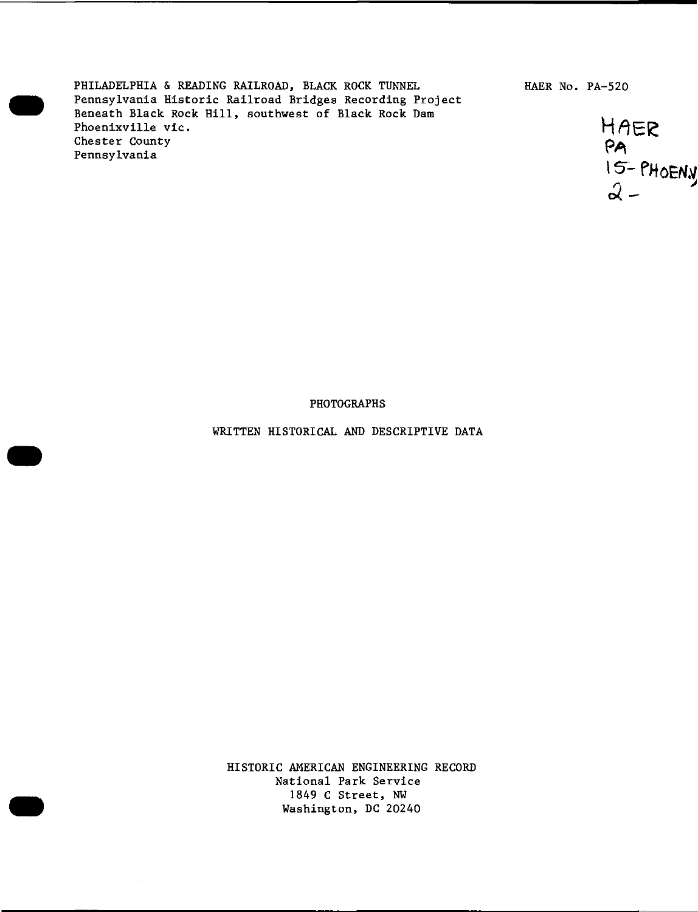PHILADELPHIA & READING RAILROAD, BLACK ROCK TUNNEL
Pennsylvania Historic Railroad Bridges Recording Project
Beneath Black Rock Hill, southwest of Black Rock Dam
Phoenixville vic.
Chester County
Pennsylvania

HAER No. PA-520

HAER
PA
15-PHOENV
2-

PHOTOGRAPHS

WRITTEN HISTORICAL AND DESCRIPTIVE DATA

HISTORIC AMERICAN ENGINEERING RECORD
National Park Service
1849 C Street, NW
Washington, DC 20240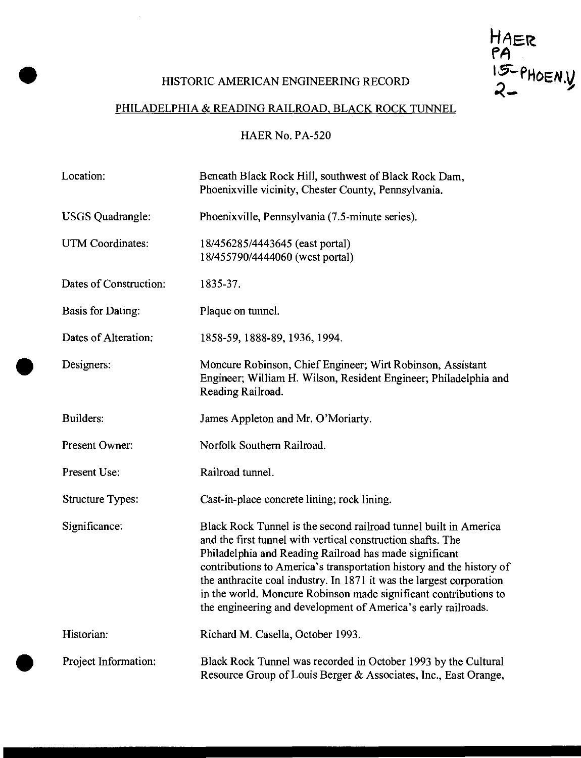HAER
PA
15-PHOEN.V
2-

HISTORIC AMERICAN ENGINEERING RECORD

PHILADELPHIA & READING RAILROAD, BLACK ROCK TUNNEL

HAER No. PA-520

| | |
|---|---|
| Location: | Beneath Black Rock Hill, southwest of Black Rock Dam, Phoenixville vicinity, Chester County, Pennsylvania. |
| USGS Quadrangle: | Phoenixville, Pennsylvania (7.5-minute series). |
| UTM Coordinates: | 18/456285/4443645 (east portal)<br>18/455790/4444060 (west portal) |
| Dates of Construction: | 1835-37. |
| Basis for Dating: | Plaque on tunnel. |
| Dates of Alteration: | 1858-59, 1888-89, 1936, 1994. |
| Designers: | Moncure Robinson, Chief Engineer; Wirt Robinson, Assistant Engineer; William H. Wilson, Resident Engineer; Philadelphia and Reading Railroad. |
| Builders: | James Appleton and Mr. O'Moriarty. |
| Present Owner: | Norfolk Southern Railroad. |
| Present Use: | Railroad tunnel. |
| Structure Types: | Cast-in-place concrete lining; rock lining. |
| Significance: | Black Rock Tunnel is the second railroad tunnel built in America and the first tunnel with vertical construction shafts. The Philadelphia and Reading Railroad has made significant contributions to America's transportation history and the history of the anthracite coal industry. In 1871 it was the largest corporation in the world. Moncure Robinson made significant contributions to the engineering and development of America's early railroads. |
| Historian: | Richard M. Casella, October 1993. |
| Project Information: | Black Rock Tunnel was recorded in October 1993 by the Cultural Resource Group of Louis Berger & Associates, Inc., East Orange, |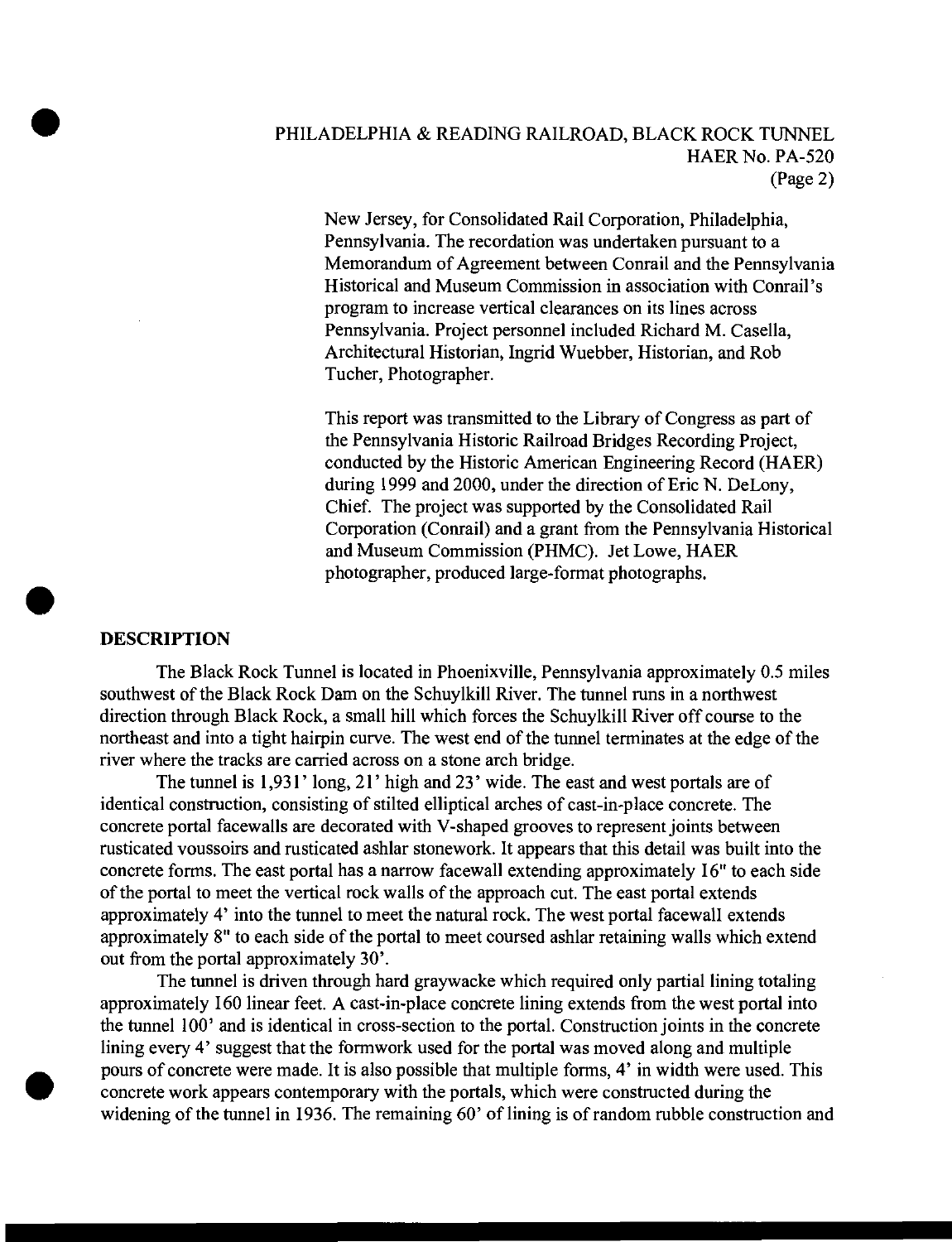New Jersey, for Consolidated Rail Corporation, Philadelphia, Pennsylvania. The recordation was undertaken pursuant to a Memorandum of Agreement between Conrail and the Pennsylvania Historical and Museum Commission in association with Conrail's program to increase vertical clearances on its lines across Pennsylvania. Project personnel included Richard M. Casella, Architectural Historian, Ingrid Wuebber, Historian, and Rob Tucher, Photographer.

This report was transmitted to the Library of Congress as part of the Pennsylvania Historic Railroad Bridges Recording Project, conducted by the Historic American Engineering Record (HAER) during 1999 and 2000, under the direction of Eric N. DeLony, Chief. The project was supported by the Consolidated Rail Corporation (Conrail) and a grant from the Pennsylvania Historical and Museum Commission (PHMC). Jet Lowe, HAER photographer, produced large-format photographs.

## DESCRIPTION

The Black Rock Tunnel is located in Phoenixville, Pennsylvania approximately 0.5 miles southwest of the Black Rock Dam on the Schuylkill River. The tunnel runs in a northwest direction through Black Rock, a small hill which forces the Schuylkill River off course to the northeast and into a tight hairpin curve. The west end of the tunnel terminates at the edge of the river where the tracks are carried across on a stone arch bridge.

The tunnel is 1,931' long, 21' high and 23' wide. The east and west portals are of identical construction, consisting of stilted elliptical arches of cast-in-place concrete. The concrete portal facewalls are decorated with V-shaped grooves to represent joints between rusticated voussoirs and rusticated ashlar stonework. It appears that this detail was built into the concrete forms. The east portal has a narrow facewall extending approximately 16" to each side of the portal to meet the vertical rock walls of the approach cut. The east portal extends approximately 4' into the tunnel to meet the natural rock. The west portal facewall extends approximately 8" to each side of the portal to meet coursed ashlar retaining walls which extend out from the portal approximately 30'.

The tunnel is driven through hard graywacke which required only partial lining totaling approximately 160 linear feet. A cast-in-place concrete lining extends from the west portal into the tunnel 100' and is identical in cross-section to the portal. Construction joints in the concrete lining every 4' suggest that the formwork used for the portal was moved along and multiple pours of concrete were made. It is also possible that multiple forms, 4' in width were used. This concrete work appears contemporary with the portals, which were constructed during the widening of the tunnel in 1936. The remaining 60' of lining is of random rubble construction and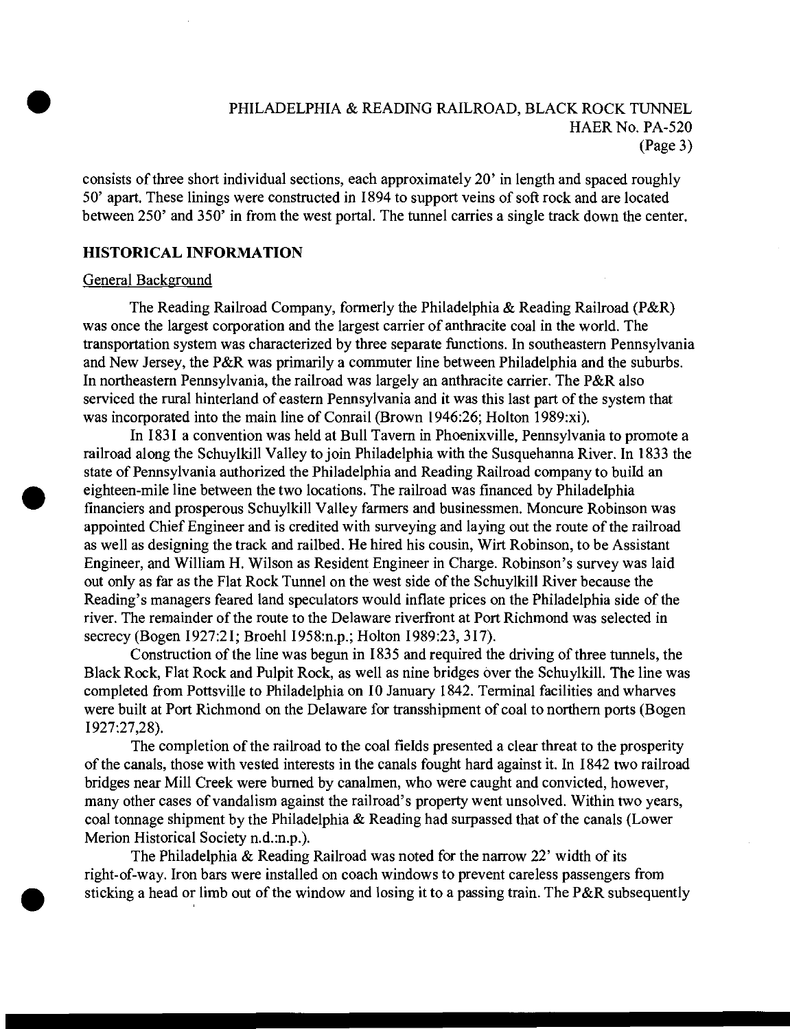consists of three short individual sections, each approximately 20' in length and spaced roughly 50' apart. These linings were constructed in 1894 to support veins of soft rock and are located between 250' and 350' in from the west portal. The tunnel carries a single track down the center.

## HISTORICAL INFORMATION

### General Background

The Reading Railroad Company, formerly the Philadelphia & Reading Railroad (P&R) was once the largest corporation and the largest carrier of anthracite coal in the world. The transportation system was characterized by three separate functions. In southeastern Pennsylvania and New Jersey, the P&R was primarily a commuter line between Philadelphia and the suburbs. In northeastern Pennsylvania, the railroad was largely an anthracite carrier. The P&R also serviced the rural hinterland of eastern Pennsylvania and it was this last part of the system that was incorporated into the main line of Conrail (Brown 1946:26; Holton 1989:xi).

In 1831 a convention was held at Bull Tavern in Phoenixville, Pennsylvania to promote a railroad along the Schuylkill Valley to join Philadelphia with the Susquehanna River. In 1833 the state of Pennsylvania authorized the Philadelphia and Reading Railroad company to build an eighteen-mile line between the two locations. The railroad was financed by Philadelphia financiers and prosperous Schuylkill Valley farmers and businessmen. Moncure Robinson was appointed Chief Engineer and is credited with surveying and laying out the route of the railroad as well as designing the track and railbed. He hired his cousin, Wirt Robinson, to be Assistant Engineer, and William H. Wilson as Resident Engineer in Charge. Robinson's survey was laid out only as far as the Flat Rock Tunnel on the west side of the Schuylkill River because the Reading's managers feared land speculators would inflate prices on the Philadelphia side of the river. The remainder of the route to the Delaware riverfront at Port Richmond was selected in secrecy (Bogen 1927:21; Broehl 1958:n.p.; Holton 1989:23, 317).

Construction of the line was begun in 1835 and required the driving of three tunnels, the Black Rock, Flat Rock and Pulpit Rock, as well as nine bridges over the Schuylkill. The line was completed from Pottsville to Philadelphia on 10 January 1842. Terminal facilities and wharves were built at Port Richmond on the Delaware for transshipment of coal to northern ports (Bogen 1927:27,28).

The completion of the railroad to the coal fields presented a clear threat to the prosperity of the canals, those with vested interests in the canals fought hard against it. In 1842 two railroad bridges near Mill Creek were burned by canalmen, who were caught and convicted, however, many other cases of vandalism against the railroad's property went unsolved. Within two years, coal tonnage shipment by the Philadelphia & Reading had surpassed that of the canals (Lower Merion Historical Society n.d.:n.p.).

The Philadelphia & Reading Railroad was noted for the narrow 22' width of its right-of-way. Iron bars were installed on coach windows to prevent careless passengers from sticking a head or limb out of the window and losing it to a passing train. The P&R subsequently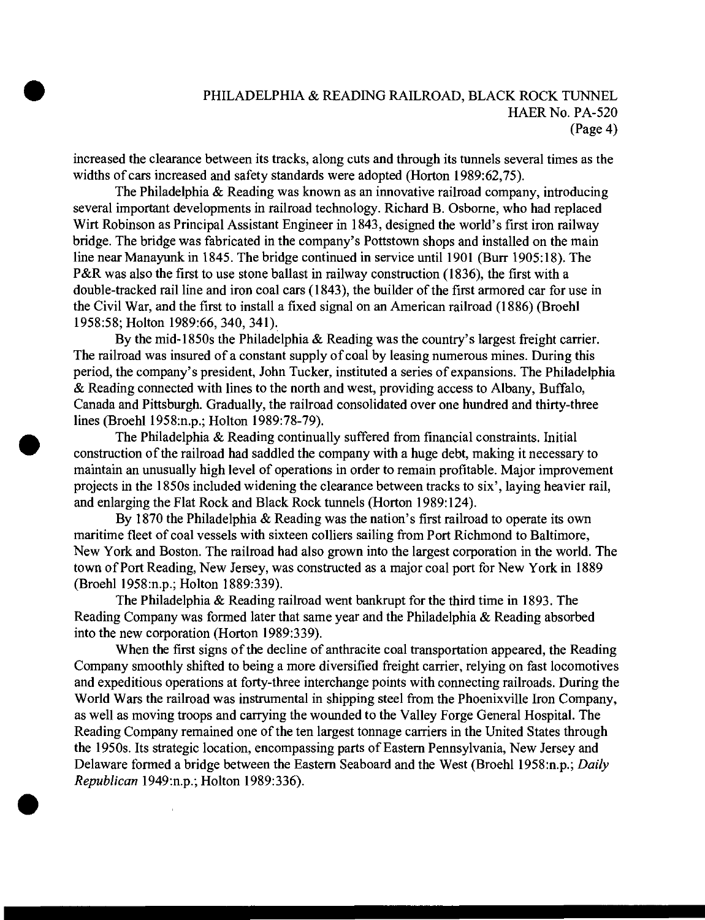increased the clearance between its tracks, along cuts and through its tunnels several times as the widths of cars increased and safety standards were adopted (Horton 1989:62,75).

The Philadelphia & Reading was known as an innovative railroad company, introducing several important developments in railroad technology. Richard B. Osborne, who had replaced Wirt Robinson as Principal Assistant Engineer in 1843, designed the world's first iron railway bridge. The bridge was fabricated in the company's Pottstown shops and installed on the main line near Manayunk in 1845. The bridge continued in service until 1901 (Burr 1905:18). The P&R was also the first to use stone ballast in railway construction (1836), the first with a double-tracked rail line and iron coal cars (1843), the builder of the first armored car for use in the Civil War, and the first to install a fixed signal on an American railroad (1886) (Broehl 1958:58; Holton 1989:66, 340, 341).

By the mid-1850s the Philadelphia & Reading was the country's largest freight carrier. The railroad was insured of a constant supply of coal by leasing numerous mines. During this period, the company's president, John Tucker, instituted a series of expansions. The Philadelphia & Reading connected with lines to the north and west, providing access to Albany, Buffalo, Canada and Pittsburgh. Gradually, the railroad consolidated over one hundred and thirty-three lines (Broehl 1958:n.p.; Holton 1989:78-79).

The Philadelphia & Reading continually suffered from financial constraints. Initial construction of the railroad had saddled the company with a huge debt, making it necessary to maintain an unusually high level of operations in order to remain profitable. Major improvement projects in the 1850s included widening the clearance between tracks to six', laying heavier rail, and enlarging the Flat Rock and Black Rock tunnels (Horton 1989:124).

By 1870 the Philadelphia & Reading was the nation's first railroad to operate its own maritime fleet of coal vessels with sixteen colliers sailing from Port Richmond to Baltimore, New York and Boston. The railroad had also grown into the largest corporation in the world. The town of Port Reading, New Jersey, was constructed as a major coal port for New York in 1889 (Broehl 1958:n.p.; Holton 1889:339).

The Philadelphia & Reading railroad went bankrupt for the third time in 1893. The Reading Company was formed later that same year and the Philadelphia & Reading absorbed into the new corporation (Horton 1989:339).

When the first signs of the decline of anthracite coal transportation appeared, the Reading Company smoothly shifted to being a more diversified freight carrier, relying on fast locomotives and expeditious operations at forty-three interchange points with connecting railroads. During the World Wars the railroad was instrumental in shipping steel from the Phoenixville Iron Company, as well as moving troops and carrying the wounded to the Valley Forge General Hospital. The Reading Company remained one of the ten largest tonnage carriers in the United States through the 1950s. Its strategic location, encompassing parts of Eastern Pennsylvania, New Jersey and Delaware formed a bridge between the Eastern Seaboard and the West (Broehl 1958:n.p.; *Daily Republican* 1949:n.p.; Holton 1989:336).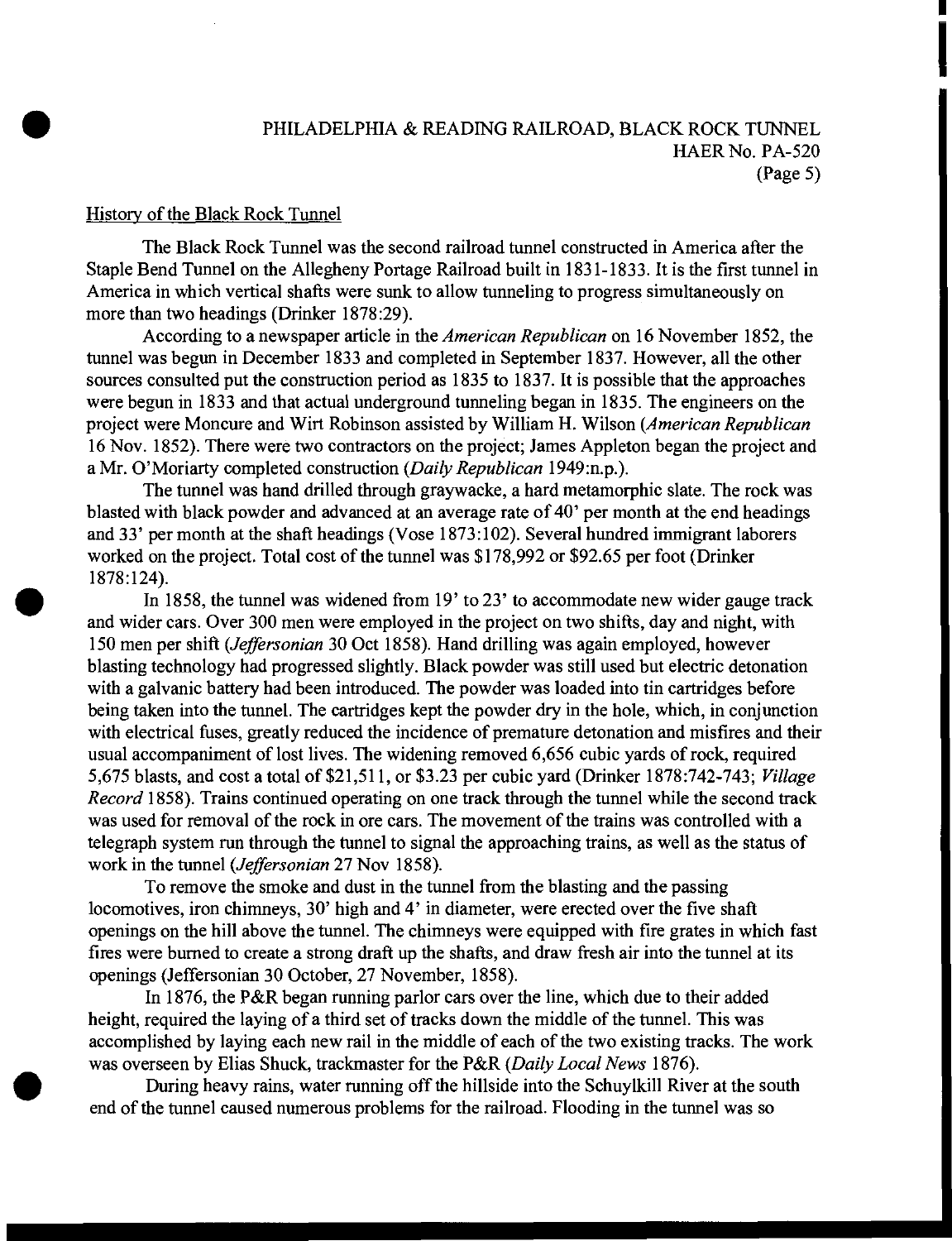## History of the Black Rock Tunnel

The Black Rock Tunnel was the second railroad tunnel constructed in America after the Staple Bend Tunnel on the Allegheny Portage Railroad built in 1831-1833. It is the first tunnel in America in which vertical shafts were sunk to allow tunneling to progress simultaneously on more than two headings (Drinker 1878:29).

According to a newspaper article in the *American Republican* on 16 November 1852, the tunnel was begun in December 1833 and completed in September 1837. However, all the other sources consulted put the construction period as 1835 to 1837. It is possible that the approaches were begun in 1833 and that actual underground tunneling began in 1835. The engineers on the project were Moncure and Wirt Robinson assisted by William H. Wilson (*American Republican* 16 Nov. 1852). There were two contractors on the project; James Appleton began the project and a Mr. O'Moriarty completed construction (*Daily Republican* 1949:n.p.).

The tunnel was hand drilled through graywacke, a hard metamorphic slate. The rock was blasted with black powder and advanced at an average rate of 40' per month at the end headings and 33' per month at the shaft headings (Vose 1873:102). Several hundred immigrant laborers worked on the project. Total cost of the tunnel was $178,992 or $92.65 per foot (Drinker 1878:124).

In 1858, the tunnel was widened from 19' to 23' to accommodate new wider gauge track and wider cars. Over 300 men were employed in the project on two shifts, day and night, with 150 men per shift (*Jeffersonian* 30 Oct 1858). Hand drilling was again employed, however blasting technology had progressed slightly. Black powder was still used but electric detonation with a galvanic battery had been introduced. The powder was loaded into tin cartridges before being taken into the tunnel. The cartridges kept the powder dry in the hole, which, in conjunction with electrical fuses, greatly reduced the incidence of premature detonation and misfires and their usual accompaniment of lost lives. The widening removed 6,656 cubic yards of rock, required 5,675 blasts, and cost a total of $21,511, or $3.23 per cubic yard (Drinker 1878:742-743; *Village Record* 1858). Trains continued operating on one track through the tunnel while the second track was used for removal of the rock in ore cars. The movement of the trains was controlled with a telegraph system run through the tunnel to signal the approaching trains, as well as the status of work in the tunnel (*Jeffersonian* 27 Nov 1858).

To remove the smoke and dust in the tunnel from the blasting and the passing locomotives, iron chimneys, 30' high and 4' in diameter, were erected over the five shaft openings on the hill above the tunnel. The chimneys were equipped with fire grates in which fast fires were burned to create a strong draft up the shafts, and draw fresh air into the tunnel at its openings (Jeffersonian 30 October, 27 November, 1858).

In 1876, the P&R began running parlor cars over the line, which due to their added height, required the laying of a third set of tracks down the middle of the tunnel. This was accomplished by laying each new rail in the middle of each of the two existing tracks. The work was overseen by Elias Shuck, trackmaster for the P&R (*Daily Local News* 1876).

During heavy rains, water running off the hillside into the Schuylkill River at the south end of the tunnel caused numerous problems for the railroad. Flooding in the tunnel was so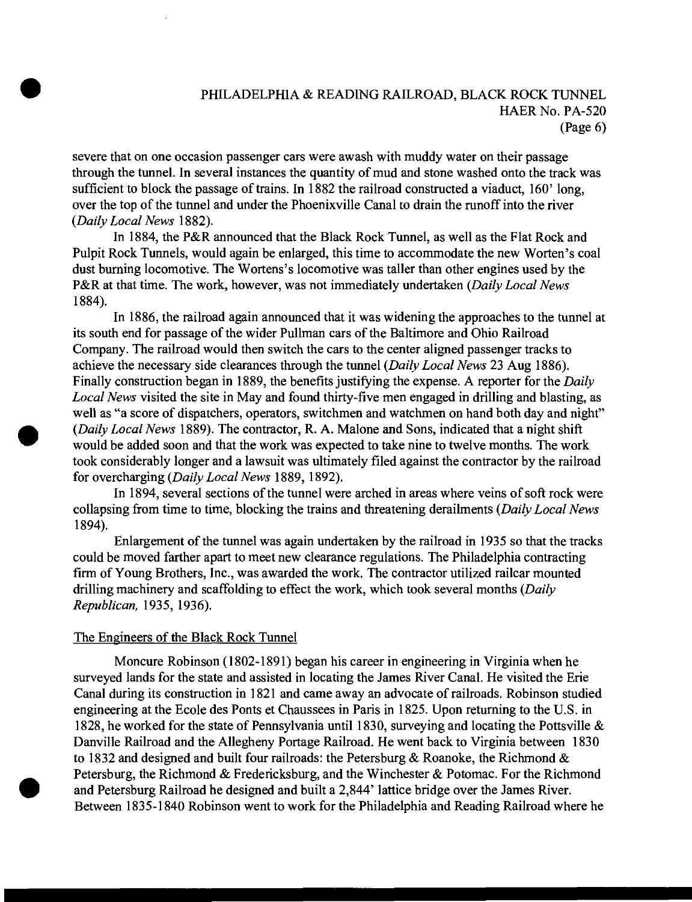severe that on one occasion passenger cars were awash with muddy water on their passage through the tunnel. In several instances the quantity of mud and stone washed onto the track was sufficient to block the passage of trains. In 1882 the railroad constructed a viaduct, 160' long, over the top of the tunnel and under the Phoenixville Canal to drain the runoff into the river (*Daily Local News* 1882).

In 1884, the P&R announced that the Black Rock Tunnel, as well as the Flat Rock and Pulpit Rock Tunnels, would again be enlarged, this time to accommodate the new Worten's coal dust burning locomotive. The Wortens's locomotive was taller than other engines used by the P&R at that time. The work, however, was not immediately undertaken (*Daily Local News* 1884).

In 1886, the railroad again announced that it was widening the approaches to the tunnel at its south end for passage of the wider Pullman cars of the Baltimore and Ohio Railroad Company. The railroad would then switch the cars to the center aligned passenger tracks to achieve the necessary side clearances through the tunnel (*Daily Local News* 23 Aug 1886). Finally construction began in 1889, the benefits justifying the expense. A reporter for the *Daily Local News* visited the site in May and found thirty-five men engaged in drilling and blasting, as well as "a score of dispatchers, operators, switchmen and watchmen on hand both day and night" (*Daily Local News* 1889). The contractor, R. A. Malone and Sons, indicated that a night shift would be added soon and that the work was expected to take nine to twelve months. The work took considerably longer and a lawsuit was ultimately filed against the contractor by the railroad for overcharging (*Daily Local News* 1889, 1892).

In 1894, several sections of the tunnel were arched in areas where veins of soft rock were collapsing from time to time, blocking the trains and threatening derailments (*Daily Local News* 1894).

Enlargement of the tunnel was again undertaken by the railroad in 1935 so that the tracks could be moved farther apart to meet new clearance regulations. The Philadelphia contracting firm of Young Brothers, Inc., was awarded the work. The contractor utilized railcar mounted drilling machinery and scaffolding to effect the work, which took several months (*Daily Republican,* 1935, 1936).

## The Engineers of the Black Rock Tunnel

Moncure Robinson (1802-1891) began his career in engineering in Virginia when he surveyed lands for the state and assisted in locating the James River Canal. He visited the Erie Canal during its construction in 1821 and came away an advocate of railroads. Robinson studied engineering at the Ecole des Ponts et Chaussees in Paris in 1825. Upon returning to the U.S. in 1828, he worked for the state of Pennsylvania until 1830, surveying and locating the Pottsville & Danville Railroad and the Allegheny Portage Railroad. He went back to Virginia between 1830 to 1832 and designed and built four railroads: the Petersburg & Roanoke, the Richmond & Petersburg, the Richmond & Fredericksburg, and the Winchester & Potomac. For the Richmond and Petersburg Railroad he designed and built a 2,844' lattice bridge over the James River. Between 1835-1840 Robinson went to work for the Philadelphia and Reading Railroad where he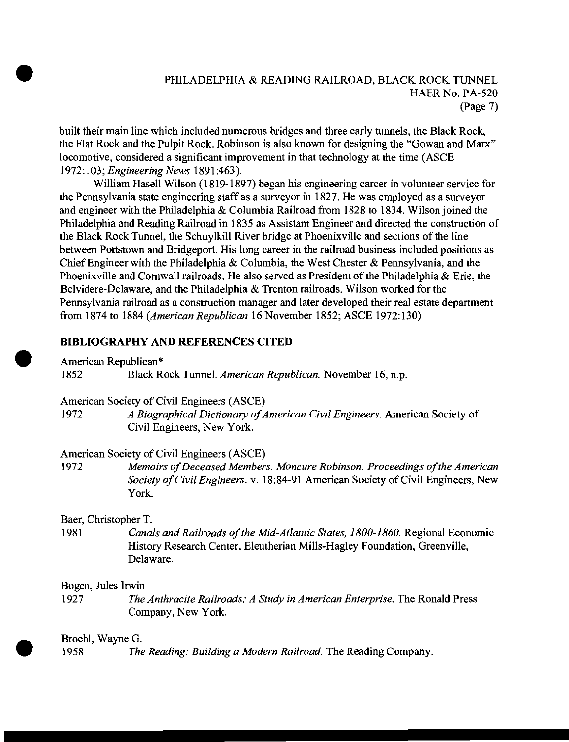built their main line which included numerous bridges and three early tunnels, the Black Rock, the Flat Rock and the Pulpit Rock. Robinson is also known for designing the "Gowan and Marx" locomotive, considered a significant improvement in that technology at the time (ASCE 1972:103; *Engineering News* 1891:463).

William Hasell Wilson (1819-1897) began his engineering career in volunteer service for the Pennsylvania state engineering staff as a surveyor in 1827. He was employed as a surveyor and engineer with the Philadelphia & Columbia Railroad from 1828 to 1834. Wilson joined the Philadelphia and Reading Railroad in 1835 as Assistant Engineer and directed the construction of the Black Rock Tunnel, the Schuylkill River bridge at Phoenixville and sections of the line between Pottstown and Bridgeport. His long career in the railroad business included positions as Chief Engineer with the Philadelphia & Columbia, the West Chester & Pennsylvania, and the Phoenixville and Cornwall railroads. He also served as President of the Philadelphia & Erie, the Belvidere-Delaware, and the Philadelphia & Trenton railroads. Wilson worked for the Pennsylvania railroad as a construction manager and later developed their real estate department from 1874 to 1884 (*American Republican* 16 November 1852; ASCE 1972:130)

## BIBLIOGRAPHY AND REFERENCES CITED

American Republican*

1852 Black Rock Tunnel. *American Republican.* November 16, n.p.

American Society of Civil Engineers (ASCE)

1972 *A Biographical Dictionary of American Civil Engineers.* American Society of Civil Engineers, New York.

American Society of Civil Engineers (ASCE)

1972 *Memoirs of Deceased Members. Moncure Robinson. Proceedings of the American Society of Civil Engineers.* v. 18:84-91 American Society of Civil Engineers, New York.

Baer, Christopher T.

1981 *Canals and Railroads of the Mid-Atlantic States, 1800-1860.* Regional Economic History Research Center, Eleutherian Mills-Hagley Foundation, Greenville, Delaware.

Bogen, Jules Irwin

1927 *The Anthracite Railroads; A Study in American Enterprise.* The Ronald Press Company, New York.

Broehl, Wayne G.

1958 *The Reading: Building a Modern Railroad.* The Reading Company.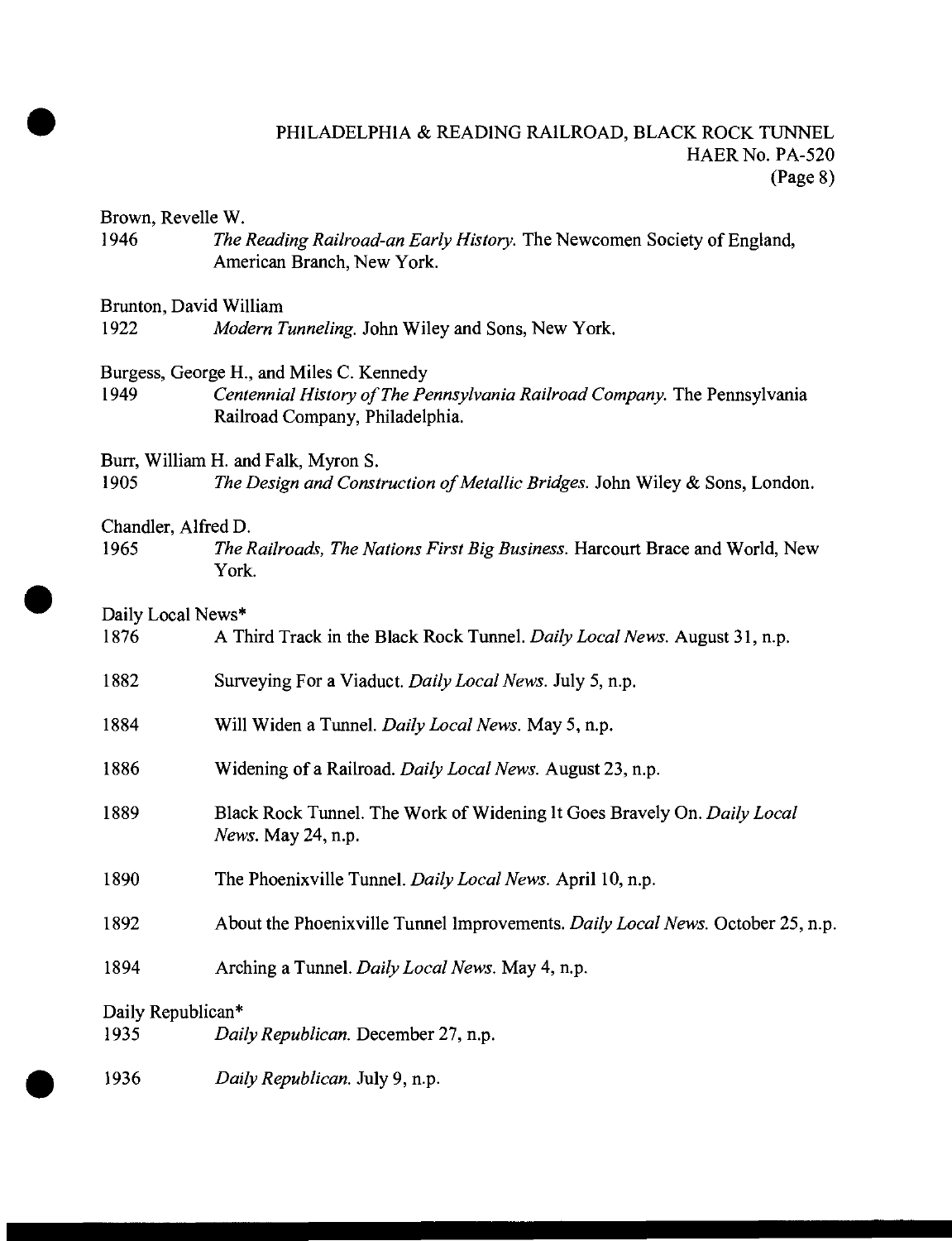Brown, Revelle W.

1946 *The Reading Railroad-an Early History.* The Newcomen Society of England, American Branch, New York.

Brunton, David William

1922 *Modern Tunneling.* John Wiley and Sons, New York.

Burgess, George H., and Miles C. Kennedy

1949 *Centennial History of The Pennsylvania Railroad Company.* The Pennsylvania Railroad Company, Philadelphia.

Burr, William H. and Falk, Myron S.

1905 *The Design and Construction of Metallic Bridges.* John Wiley & Sons, London.

Chandler, Alfred D.

1965 *The Railroads, The Nations First Big Business.* Harcourt Brace and World, New York.

Daily Local News*

1876 A Third Track in the Black Rock Tunnel. *Daily Local News.* August 31, n.p.

1882 Surveying For a Viaduct. *Daily Local News.* July 5, n.p.

1884 Will Widen a Tunnel. *Daily Local News.* May 5, n.p.

1886 Widening of a Railroad. *Daily Local News.* August 23, n.p.

1889 Black Rock Tunnel. The Work of Widening It Goes Bravely On. *Daily Local News.* May 24, n.p.

1890 The Phoenixville Tunnel. *Daily Local News.* April 10, n.p.

1892 About the Phoenixville Tunnel Improvements. *Daily Local News.* October 25, n.p.

1894 Arching a Tunnel. *Daily Local News.* May 4, n.p.

Daily Republican*

1935 *Daily Republican.* December 27, n.p.

1936 *Daily Republican.* July 9, n.p.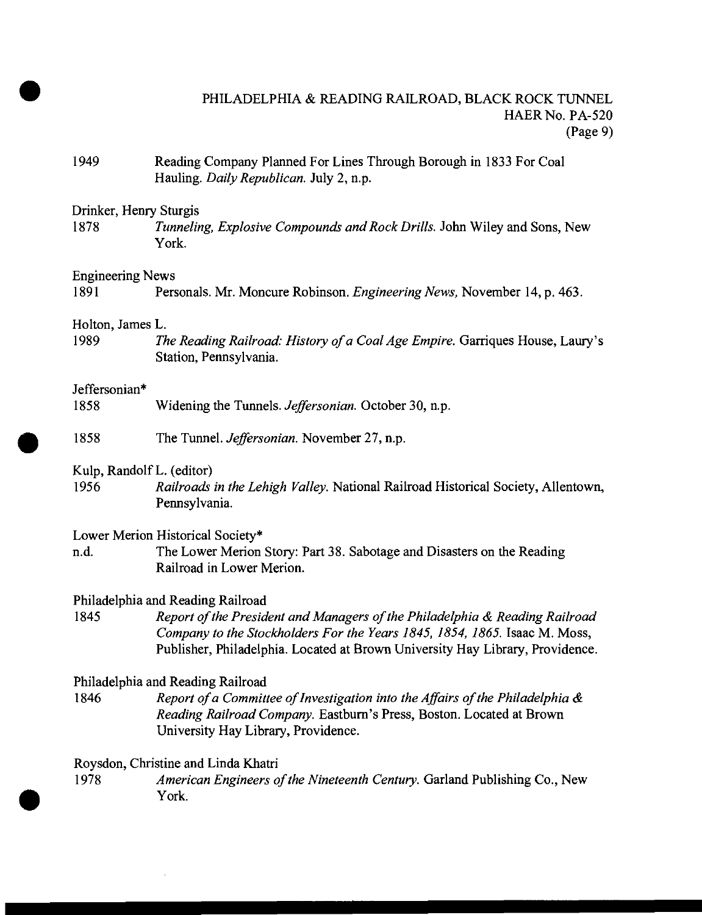1949 Reading Company Planned For Lines Through Borough in 1833 For Coal Hauling. *Daily Republican.* July 2, n.p.

Drinker, Henry Sturgis

1878 *Tunneling, Explosive Compounds and Rock Drills.* John Wiley and Sons, New York.

Engineering News

1891 Personals. Mr. Moncure Robinson. *Engineering News,* November 14, p. 463.

Holton, James L.

1989 *The Reading Railroad: History of a Coal Age Empire.* Garriques House, Laury's Station, Pennsylvania.

Jeffersonian*

1858 Widening the Tunnels. *Jeffersonian.* October 30, n.p.

1858 The Tunnel. *Jeffersonian.* November 27, n.p.

Kulp, Randolf L. (editor)

1956 *Railroads in the Lehigh Valley.* National Railroad Historical Society, Allentown, Pennsylvania.

Lower Merion Historical Society*

n.d. The Lower Merion Story: Part 38. Sabotage and Disasters on the Reading Railroad in Lower Merion.

Philadelphia and Reading Railroad

1845 *Report of the President and Managers of the Philadelphia & Reading Railroad Company to the Stockholders For the Years 1845, 1854, 1865.* Isaac M. Moss, Publisher, Philadelphia. Located at Brown University Hay Library, Providence.

Philadelphia and Reading Railroad

1846 *Report of a Committee of Investigation into the Affairs of the Philadelphia & Reading Railroad Company.* Eastburn's Press, Boston. Located at Brown University Hay Library, Providence.

Roysdon, Christine and Linda Khatri

1978 *American Engineers of the Nineteenth Century.* Garland Publishing Co., New York.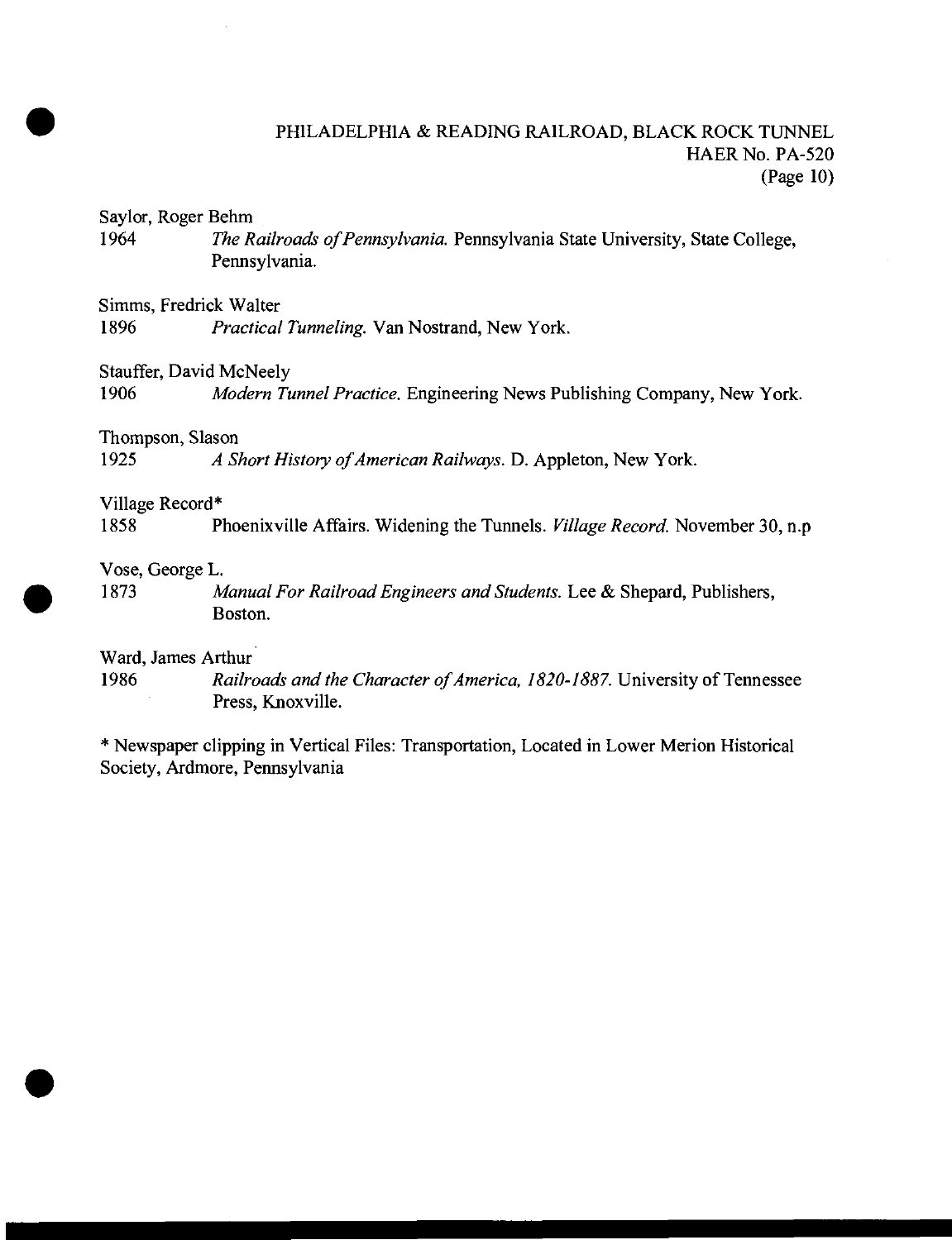Saylor, Roger Behm

1964 *The Railroads of Pennsylvania.* Pennsylvania State University, State College, Pennsylvania.

Simms, Fredrick Walter

1896 *Practical Tunneling.* Van Nostrand, New York.

Stauffer, David McNeely

1906 *Modern Tunnel Practice.* Engineering News Publishing Company, New York.

Thompson, Slason

1925 *A Short History of American Railways.* D. Appleton, New York.

Village Record*

1858 Phoenixville Affairs. Widening the Tunnels. *Village Record.* November 30, n.p

Vose, George L.

1873 *Manual For Railroad Engineers and Students.* Lee & Shepard, Publishers, Boston.

Ward, James Arthur

1986 *Railroads and the Character of America, 1820-1887.* University of Tennessee Press, Knoxville.

* Newspaper clipping in Vertical Files: Transportation, Located in Lower Merion Historical Society, Ardmore, Pennsylvania